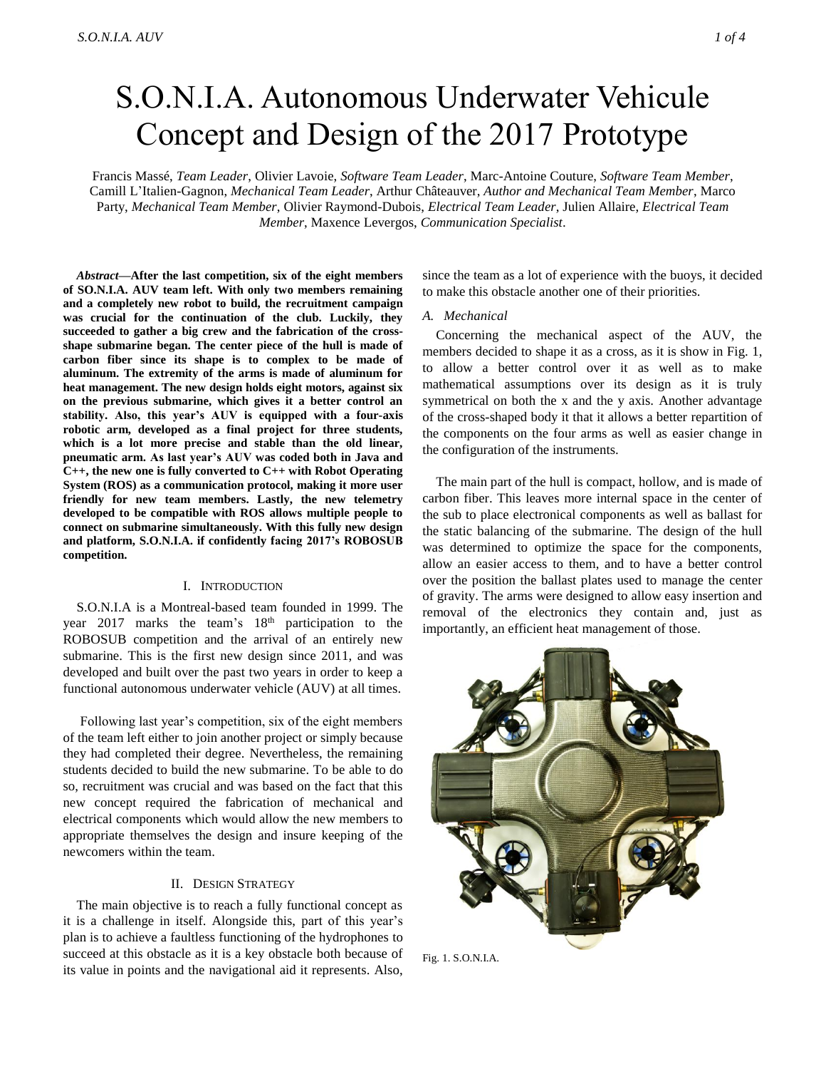# S.O.N.I.A. Autonomous Underwater Vehicule Concept and Design of the 2017 Prototype

Francis Massé, *Team Leader*, Olivier Lavoie, *Software Team Leader*, Marc-Antoine Couture, *Software Team Member*, Camill L'Italien-Gagnon, *Mechanical Team Leader*, Arthur Châteauver, *Author and Mechanical Team Member*, Marco Party, *Mechanical Team Member*, Olivier Raymond-Dubois, *Electrical Team Leader*, Julien Allaire, *Electrical Team Member*, Maxence Levergos, *Communication Specialist*.

***Abstract*—After the last competition, six of the eight members of SO.N.I.A. AUV team left. With only two members remaining and a completely new robot to build, the recruitment campaign was crucial for the continuation of the club. Luckily, they succeeded to gather a big crew and the fabrication of the cross-shape submarine began. The center piece of the hull is made of carbon fiber since its shape is to complex to be made of aluminum. The extremity of the arms is made of aluminum for heat management. The new design holds eight motors, against six on the previous submarine, which gives it a better control an stability. Also, this year's AUV is equipped with a four-axis robotic arm, developed as a final project for three students, which is a lot more precise and stable than the old linear, pneumatic arm. As last year's AUV was coded both in Java and C++, the new one is fully converted to C++ with Robot Operating System (ROS) as a communication protocol, making it more user friendly for new team members. Lastly, the new telemetry developed to be compatible with ROS allows multiple people to connect on submarine simultaneously. With this fully new design and platform, S.O.N.I.A. if confidently facing 2017's ROBOSUB competition.**

## I. Introduction

S.O.N.I.A is a Montreal-based team founded in 1999. The year 2017 marks the team's 18th participation to the ROBOSUB competition and the arrival of an entirely new submarine. This is the first new design since 2011, and was developed and built over the past two years in order to keep a functional autonomous underwater vehicle (AUV) at all times.

Following last year's competition, six of the eight members of the team left either to join another project or simply because they had completed their degree. Nevertheless, the remaining students decided to build the new submarine. To be able to do so, recruitment was crucial and was based on the fact that this new concept required the fabrication of mechanical and electrical components which would allow the new members to appropriate themselves the design and insure keeping of the newcomers within the team.

## II. Design Strategy

The main objective is to reach a fully functional concept as it is a challenge in itself. Alongside this, part of this year's plan is to achieve a faultless functioning of the hydrophones to succeed at this obstacle as it is a key obstacle both because of its value in points and the navigational aid it represents. Also, since the team as a lot of experience with the buoys, it decided to make this obstacle another one of their priorities.

### *A. Mechanical*

Concerning the mechanical aspect of the AUV, the members decided to shape it as a cross, as it is show in Fig. 1, to allow a better control over it as well as to make mathematical assumptions over its design as it is truly symmetrical on both the x and the y axis. Another advantage of the cross-shaped body it that it allows a better repartition of the components on the four arms as well as easier change in the configuration of the instruments.

The main part of the hull is compact, hollow, and is made of carbon fiber. This leaves more internal space in the center of the sub to place electronical components as well as ballast for the static balancing of the submarine. The design of the hull was determined to optimize the space for the components, allow an easier access to them, and to have a better control over the position the ballast plates used to manage the center of gravity. The arms were designed to allow easy insertion and removal of the electronics they contain and, just as importantly, an efficient heat management of those.

Fig. 1. S.O.N.I.A.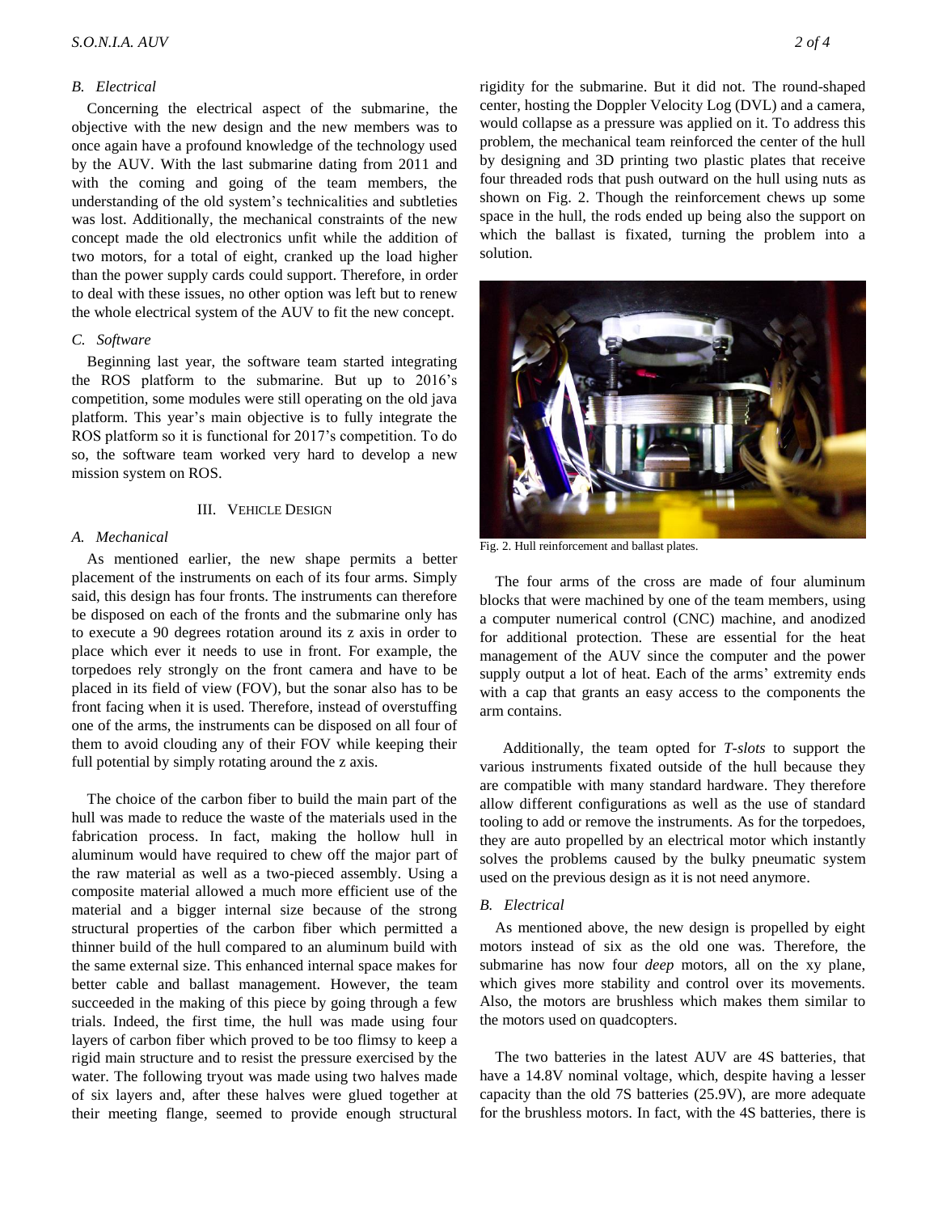### B. Electrical

Concerning the electrical aspect of the submarine, the objective with the new design and the new members was to once again have a profound knowledge of the technology used by the AUV. With the last submarine dating from 2011 and with the coming and going of the team members, the understanding of the old system's technicalities and subtleties was lost. Additionally, the mechanical constraints of the new concept made the old electronics unfit while the addition of two motors, for a total of eight, cranked up the load higher than the power supply cards could support. Therefore, in order to deal with these issues, no other option was left but to renew the whole electrical system of the AUV to fit the new concept.

### C. Software

Beginning last year, the software team started integrating the ROS platform to the submarine. But up to 2016's competition, some modules were still operating on the old java platform. This year's main objective is to fully integrate the ROS platform so it is functional for 2017's competition. To do so, the software team worked very hard to develop a new mission system on ROS.

## III. Vehicle Design

### A. Mechanical

As mentioned earlier, the new shape permits a better placement of the instruments on each of its four arms. Simply said, this design has four fronts. The instruments can therefore be disposed on each of the fronts and the submarine only has to execute a 90 degrees rotation around its z axis in order to place which ever it needs to use in front. For example, the torpedoes rely strongly on the front camera and have to be placed in its field of view (FOV), but the sonar also has to be front facing when it is used. Therefore, instead of overstuffing one of the arms, the instruments can be disposed on all four of them to avoid clouding any of their FOV while keeping their full potential by simply rotating around the z axis.

The choice of the carbon fiber to build the main part of the hull was made to reduce the waste of the materials used in the fabrication process. In fact, making the hollow hull in aluminum would have required to chew off the major part of the raw material as well as a two-pieced assembly. Using a composite material allowed a much more efficient use of the material and a bigger internal size because of the strong structural properties of the carbon fiber which permitted a thinner build of the hull compared to an aluminum build with the same external size. This enhanced internal space makes for better cable and ballast management. However, the team succeeded in the making of this piece by going through a few trials. Indeed, the first time, the hull was made using four layers of carbon fiber which proved to be too flimsy to keep a rigid main structure and to resist the pressure exercised by the water. The following tryout was made using two halves made of six layers and, after these halves were glued together at their meeting flange, seemed to provide enough structural rigidity for the submarine. But it did not. The round-shaped center, hosting the Doppler Velocity Log (DVL) and a camera, would collapse as a pressure was applied on it. To address this problem, the mechanical team reinforced the center of the hull by designing and 3D printing two plastic plates that receive four threaded rods that push outward on the hull using nuts as shown on Fig. 2. Though the reinforcement chews up some space in the hull, the rods ended up being also the support on which the ballast is fixated, turning the problem into a solution.

Fig. 2. Hull reinforcement and ballast plates.

The four arms of the cross are made of four aluminum blocks that were machined by one of the team members, using a computer numerical control (CNC) machine, and anodized for additional protection. These are essential for the heat management of the AUV since the computer and the power supply output a lot of heat. Each of the arms' extremity ends with a cap that grants an easy access to the components the arm contains.

Additionally, the team opted for *T-slots* to support the various instruments fixated outside of the hull because they are compatible with many standard hardware. They therefore allow different configurations as well as the use of standard tooling to add or remove the instruments. As for the torpedoes, they are auto propelled by an electrical motor which instantly solves the problems caused by the bulky pneumatic system used on the previous design as it is not need anymore.

### B. Electrical

As mentioned above, the new design is propelled by eight motors instead of six as the old one was. Therefore, the submarine has now four *deep* motors, all on the xy plane, which gives more stability and control over its movements. Also, the motors are brushless which makes them similar to the motors used on quadcopters.

The two batteries in the latest AUV are 4S batteries, that have a 14.8V nominal voltage, which, despite having a lesser capacity than the old 7S batteries (25.9V), are more adequate for the brushless motors. In fact, with the 4S batteries, there is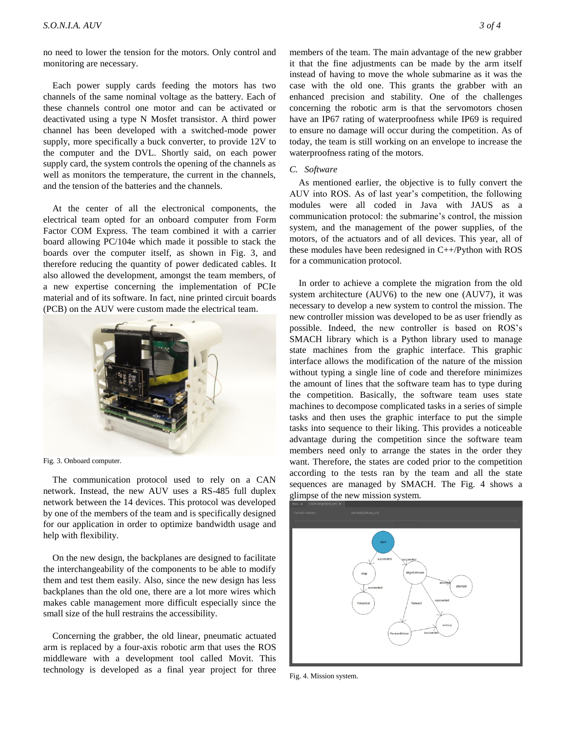no need to lower the tension for the motors. Only control and monitoring are necessary.

Each power supply cards feeding the motors has two channels of the same nominal voltage as the battery. Each of these channels control one motor and can be activated or deactivated using a type N Mosfet transistor. A third power channel has been developed with a switched-mode power supply, more specifically a buck converter, to provide 12V to the computer and the DVL. Shortly said, on each power supply card, the system controls the opening of the channels as well as monitors the temperature, the current in the channels, and the tension of the batteries and the channels.

At the center of all the electronical components, the electrical team opted for an onboard computer from Form Factor COM Express. The team combined it with a carrier board allowing PC/104e which made it possible to stack the boards over the computer itself, as shown in Fig. 3, and therefore reducing the quantity of power dedicated cables. It also allowed the development, amongst the team members, of a new expertise concerning the implementation of PCIe material and of its software. In fact, nine printed circuit boards (PCB) on the AUV were custom made the electrical team.

Fig. 3. Onboard computer.

The communication protocol used to rely on a CAN network. Instead, the new AUV uses a RS-485 full duplex network between the 14 devices. This protocol was developed by one of the members of the team and is specifically designed for our application in order to optimize bandwidth usage and help with flexibility.

On the new design, the backplanes are designed to facilitate the interchangeability of the components to be able to modify them and test them easily. Also, since the new design has less backplanes than the old one, there are a lot more wires which makes cable management more difficult especially since the small size of the hull restrains the accessibility.

Concerning the grabber, the old linear, pneumatic actuated arm is replaced by a four-axis robotic arm that uses the ROS middleware with a development tool called Movit. This technology is developed as a final year project for three members of the team. The main advantage of the new grabber it that the fine adjustments can be made by the arm itself instead of having to move the whole submarine as it was the case with the old one. This grants the grabber with an enhanced precision and stability. One of the challenges concerning the robotic arm is that the servomotors chosen have an IP67 rating of waterproofness while IP69 is required to ensure no damage will occur during the competition. As of today, the team is still working on an envelope to increase the waterproofness rating of the motors.

### C. *Software*

As mentioned earlier, the objective is to fully convert the AUV into ROS. As of last year's competition, the following modules were all coded in Java with JAUS as a communication protocol: the submarine's control, the mission system, and the management of the power supplies, of the motors, of the actuators and of all devices. This year, all of these modules have been redesigned in C++/Python with ROS for a communication protocol.

In order to achieve a complete the migration from the old system architecture (AUV6) to the new one (AUV7), it was necessary to develop a new system to control the mission. The new controller mission was developed to be as user friendly as possible. Indeed, the new controller is based on ROS's SMACH library which is a Python library used to manage state machines from the graphic interface. This graphic interface allows the modification of the nature of the mission without typing a single line of code and therefore minimizes the amount of lines that the software team has to type during the competition. Basically, the software team uses state machines to decompose complicated tasks in a series of simple tasks and then uses the graphic interface to put the simple tasks into sequence to their liking. This provides a noticeable advantage during the competition since the software team members need only to arrange the states in the order they want. Therefore, the states are coded prior to the competition according to the tests ran by the team and all the state sequences are managed by SMACH. The Fig. 4 shows a glimpse of the new mission system.

Fig. 4. Mission system.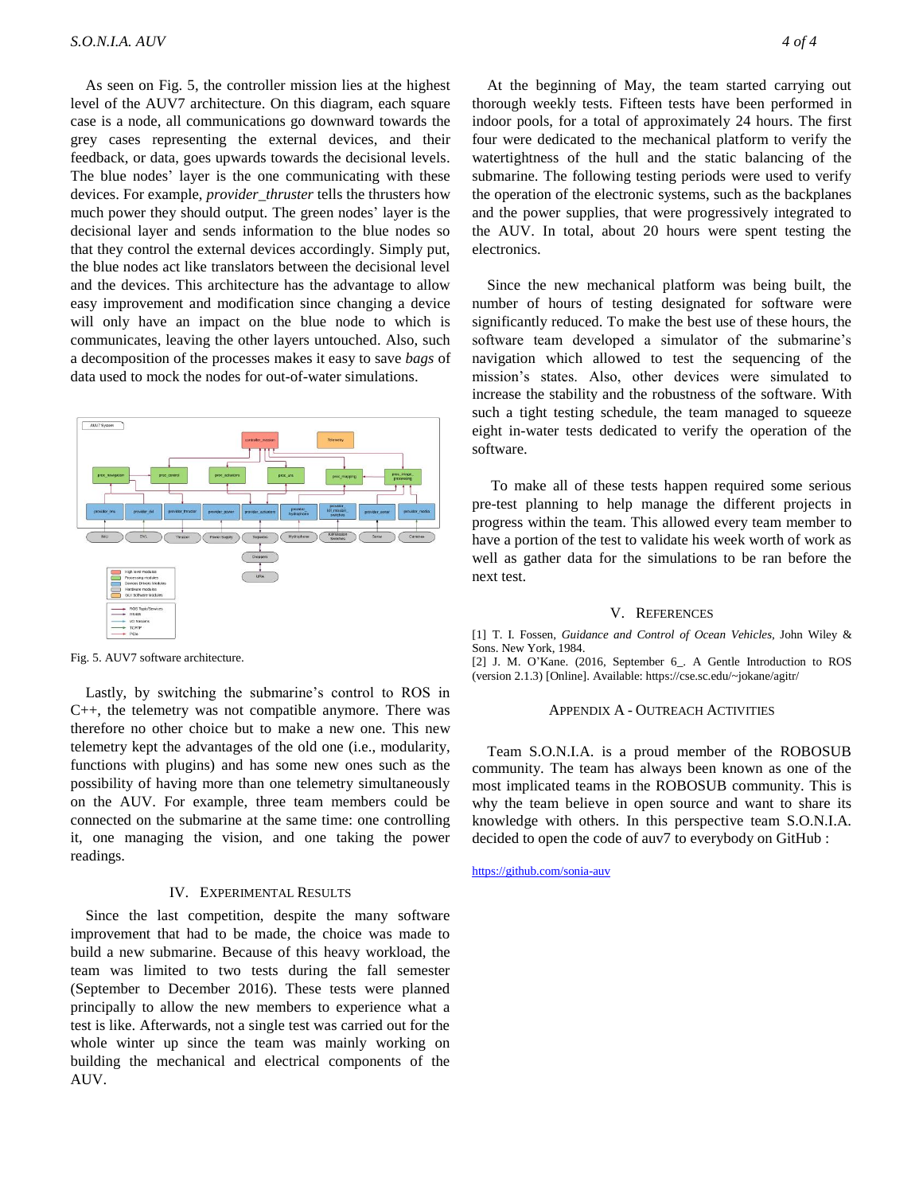As seen on Fig. 5, the controller mission lies at the highest level of the AUV7 architecture. On this diagram, each square case is a node, all communications go downward towards the grey cases representing the external devices, and their feedback, or data, goes upwards towards the decisional levels. The blue nodes' layer is the one communicating with these devices. For example, *provider_thruster* tells the thrusters how much power they should output. The green nodes' layer is the decisional layer and sends information to the blue nodes so that they control the external devices accordingly. Simply put, the blue nodes act like translators between the decisional level and the devices. This architecture has the advantage to allow easy improvement and modification since changing a device will only have an impact on the blue node to which is communicates, leaving the other layers untouched. Also, such a decomposition of the processes makes it easy to save *bags* of data used to mock the nodes for out-of-water simulations.

Fig. 5. AUV7 software architecture.

Lastly, by switching the submarine's control to ROS in C++, the telemetry was not compatible anymore. There was therefore no other choice but to make a new one. This new telemetry kept the advantages of the old one (i.e., modularity, functions with plugins) and has some new ones such as the possibility of having more than one telemetry simultaneously on the AUV. For example, three team members could be connected on the submarine at the same time: one controlling it, one managing the vision, and one taking the power readings.

## IV. Experimental Results

Since the last competition, despite the many software improvement that had to be made, the choice was made to build a new submarine. Because of this heavy workload, the team was limited to two tests during the fall semester (September to December 2016). These tests were planned principally to allow the new members to experience what a test is like. Afterwards, not a single test was carried out for the whole winter up since the team was mainly working on building the mechanical and electrical components of the AUV.

At the beginning of May, the team started carrying out thorough weekly tests. Fifteen tests have been performed in indoor pools, for a total of approximately 24 hours. The first four were dedicated to the mechanical platform to verify the watertightness of the hull and the static balancing of the submarine. The following testing periods were used to verify the operation of the electronic systems, such as the backplanes and the power supplies, that were progressively integrated to the AUV. In total, about 20 hours were spent testing the electronics.

Since the new mechanical platform was being built, the number of hours of testing designated for software were significantly reduced. To make the best use of these hours, the software team developed a simulator of the submarine's navigation which allowed to test the sequencing of the mission's states. Also, other devices were simulated to increase the stability and the robustness of the software. With such a tight testing schedule, the team managed to squeeze eight in-water tests dedicated to verify the operation of the software.

To make all of these tests happen required some serious pre-test planning to help manage the different projects in progress within the team. This allowed every team member to have a portion of the test to validate his week worth of work as well as gather data for the simulations to be ran before the next test.

## V. References

[1] T. I. Fossen, *Guidance and Control of Ocean Vehicles,* John Wiley & Sons. New York, 1984.

[2] J. M. O'Kane. (2016, September 6_. A Gentle Introduction to ROS (version 2.1.3) [Online]. Available: https://cse.sc.edu/~jokane/agitr/

## Appendix A - Outreach Activities

Team S.O.N.I.A. is a proud member of the ROBOSUB community. The team has always been known as one of the most implicated teams in the ROBOSUB community. This is why the team believe in open source and want to share its knowledge with others. In this perspective team S.O.N.I.A. decided to open the code of auv7 to everybody on GitHub :

https://github.com/sonia-auv